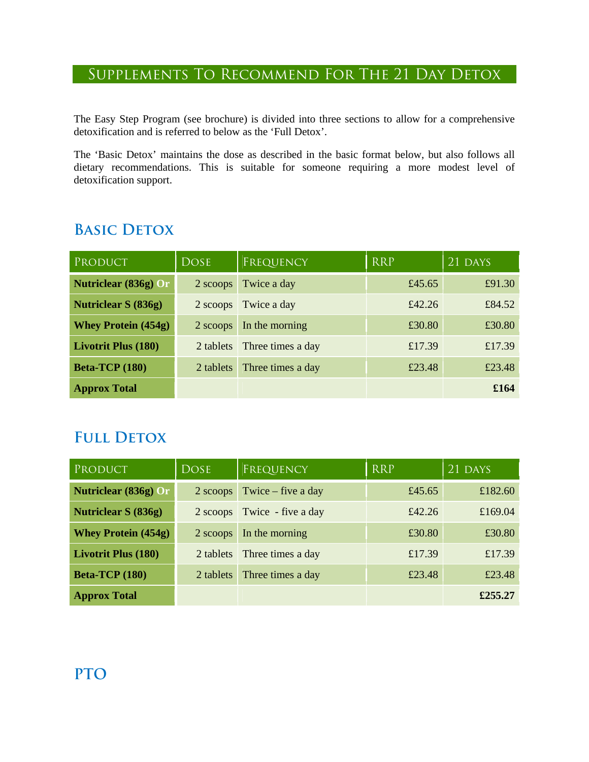# Supplements To Recommend For The 21 Day Detox

The Easy Step Program (see brochure) is divided into three sections to allow for a comprehensive detoxification and is referred to below as the 'Full Detox'.

The 'Basic Detox' maintains the dose as described in the basic format below, but also follows all dietary recommendations. This is suitable for someone requiring a more modest level of detoxification support.

## Basic Detox

| Product | Dose | Frequency | RRP | 21 days |
|---|---|---|---|---|
| **Nutriclear (836g) Or** | 2 scoops | Twice a day | £45.65 | £91.30 |
| **Nutriclear S (836g)** | 2 scoops | Twice a day | £42.26 | £84.52 |
| **Whey Protein (454g)** | 2 scoops | In the morning | £30.80 | £30.80 |
| **Livotrit Plus (180)** | 2 tablets | Three times a day | £17.39 | £17.39 |
| **Beta-TCP (180)** | 2 tablets | Three times a day | £23.48 | £23.48 |
| **Approx Total** | | | | **£164** |

## Full Detox

| Product | Dose | Frequency | RRP | 21 days |
|---|---|---|---|---|
| **Nutriclear (836g) Or** | 2 scoops | Twice – five a day | £45.65 | £182.60 |
| **Nutriclear S (836g)** | 2 scoops | Twice - five a day | £42.26 | £169.04 |
| **Whey Protein (454g)** | 2 scoops | In the morning | £30.80 | £30.80 |
| **Livotrit Plus (180)** | 2 tablets | Three times a day | £17.39 | £17.39 |
| **Beta-TCP (180)** | 2 tablets | Three times a day | £23.48 | £23.48 |
| **Approx Total** | | | | **£255.27** |

## PTO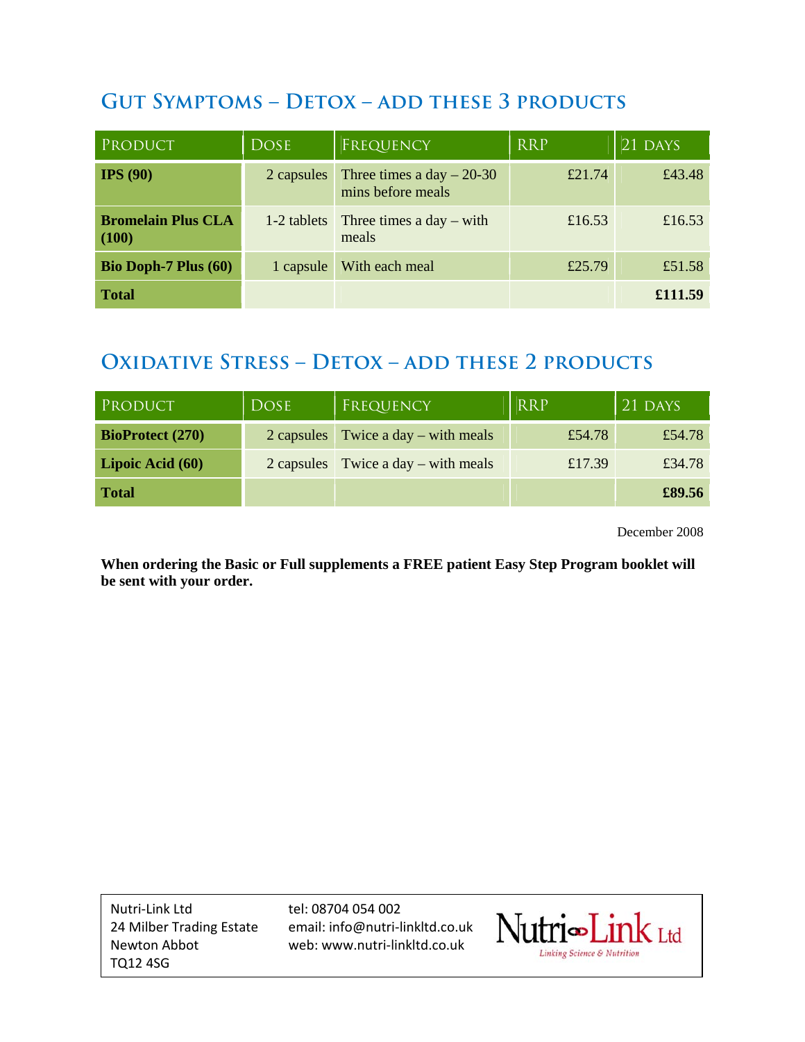## Gut Symptoms – Detox – add these 3 products

| Product | Dose | Frequency | RRP | 21 days |
|---|---|---|---|---|
| **IPS (90)** | 2 capsules | Three times a day – 20-30 mins before meals | £21.74 | £43.48 |
| **Bromelain Plus CLA (100)** | 1-2 tablets | Three times a day – with meals | £16.53 | £16.53 |
| **Bio Doph-7 Plus (60)** | 1 capsule | With each meal | £25.79 | £51.58 |
| **Total** | | | | **£111.59** |

## Oxidative Stress – Detox – add these 2 products

| Product | Dose | Frequency | RRP | 21 days |
|---|---|---|---|---|
| **BioProtect (270)** | 2 capsules | Twice a day – with meals | £54.78 | £54.78 |
| **Lipoic Acid (60)** | 2 capsules | Twice a day – with meals | £17.39 | £34.78 |
| **Total** | | | | **£89.56** |

December 2008

**When ordering the Basic or Full supplements a FREE patient Easy Step Program booklet will be sent with your order.**

Nutri-Link Ltd
24 Milber Trading Estate
Newton Abbot
TQ12 4SG

tel: 08704 054 002
email: info@nutri-linkltd.co.uk
web: www.nutri-linkltd.co.uk

Nutri-Link Ltd
Linking Science & Nutrition